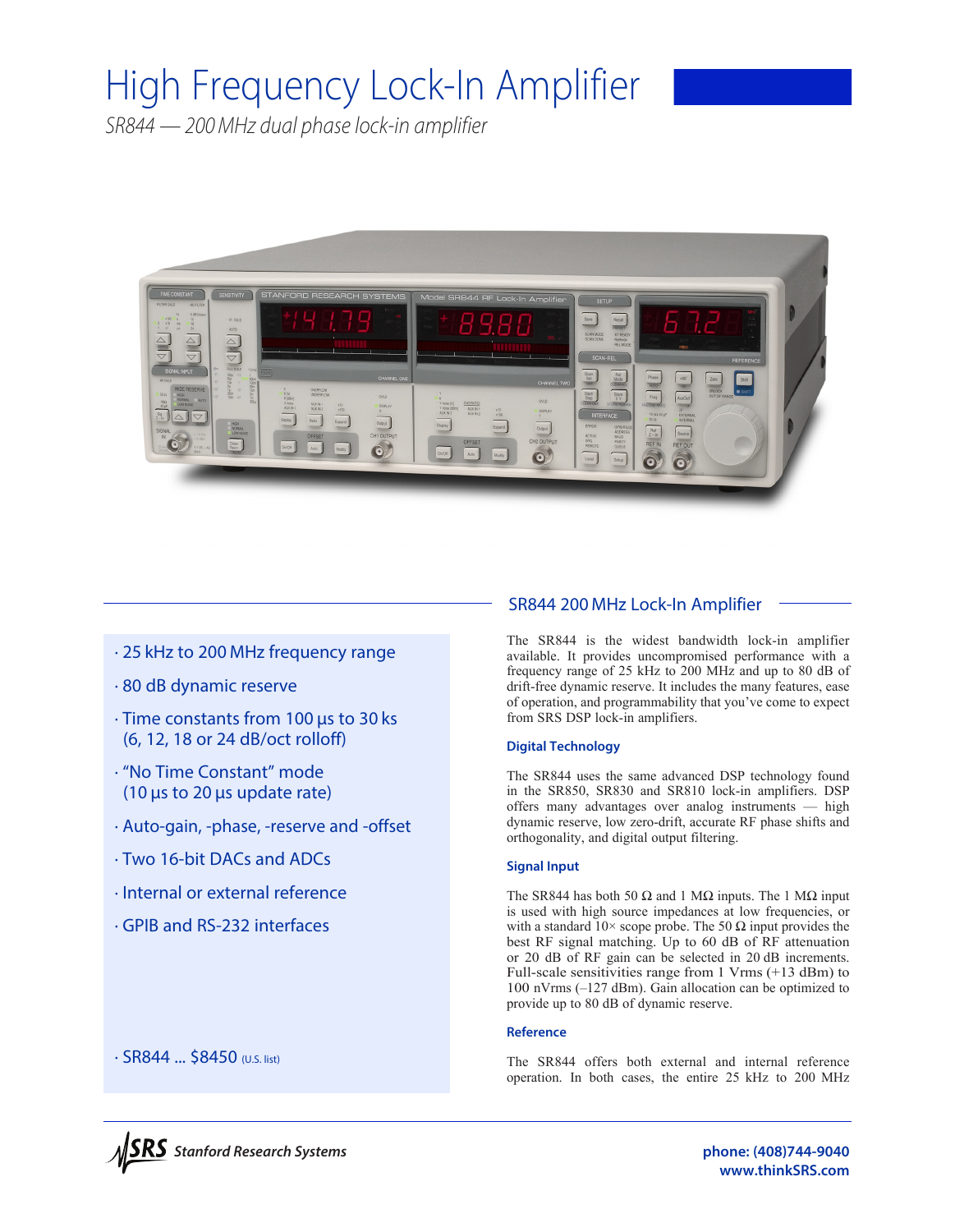# High Frequency Lock-In Amplifier

*SR844 — 200 MHz dual phase lock-in amplifier*

- 25 kHz to 200 MHz frequency range
- 80 dB dynamic reserve
- Time constants from 100 µs to 30 ks (6, 12, 18 or 24 dB/oct rolloff)
- "No Time Constant" mode (10 µs to 20 µs update rate)
- Auto-gain, -phase, -reserve and -offset
- Two 16-bit DACs and ADCs
- Internal or external reference
- GPIB and RS-232 interfaces

- SR844 ... $8450 (U.S. list)

## SR844 200 MHz Lock-In Amplifier

The SR844 is the widest bandwidth lock-in amplifier available. It provides uncompromised performance with a frequency range of 25 kHz to 200 MHz and up to 80 dB of drift-free dynamic reserve. It includes the many features, ease of operation, and programmability that you've come to expect from SRS DSP lock-in amplifiers.

### Digital Technology

The SR844 uses the same advanced DSP technology found in the SR850, SR830 and SR810 lock-in amplifiers. DSP offers many advantages over analog instruments — high dynamic reserve, low zero-drift, accurate RF phase shifts and orthogonality, and digital output filtering.

### Signal Input

The SR844 has both 50 Ω and 1 MΩ inputs. The 1 MΩ input is used with high source impedances at low frequencies, or with a standard 10× scope probe. The 50 Ω input provides the best RF signal matching. Up to 60 dB of RF attenuation or 20 dB of RF gain can be selected in 20 dB increments. Full-scale sensitivities range from 1 Vrms (+13 dBm) to 100 nVrms (–127 dBm). Gain allocation can be optimized to provide up to 80 dB of dynamic reserve.

### Reference

The SR844 offers both external and internal reference operation. In both cases, the entire 25 kHz to 200 MHz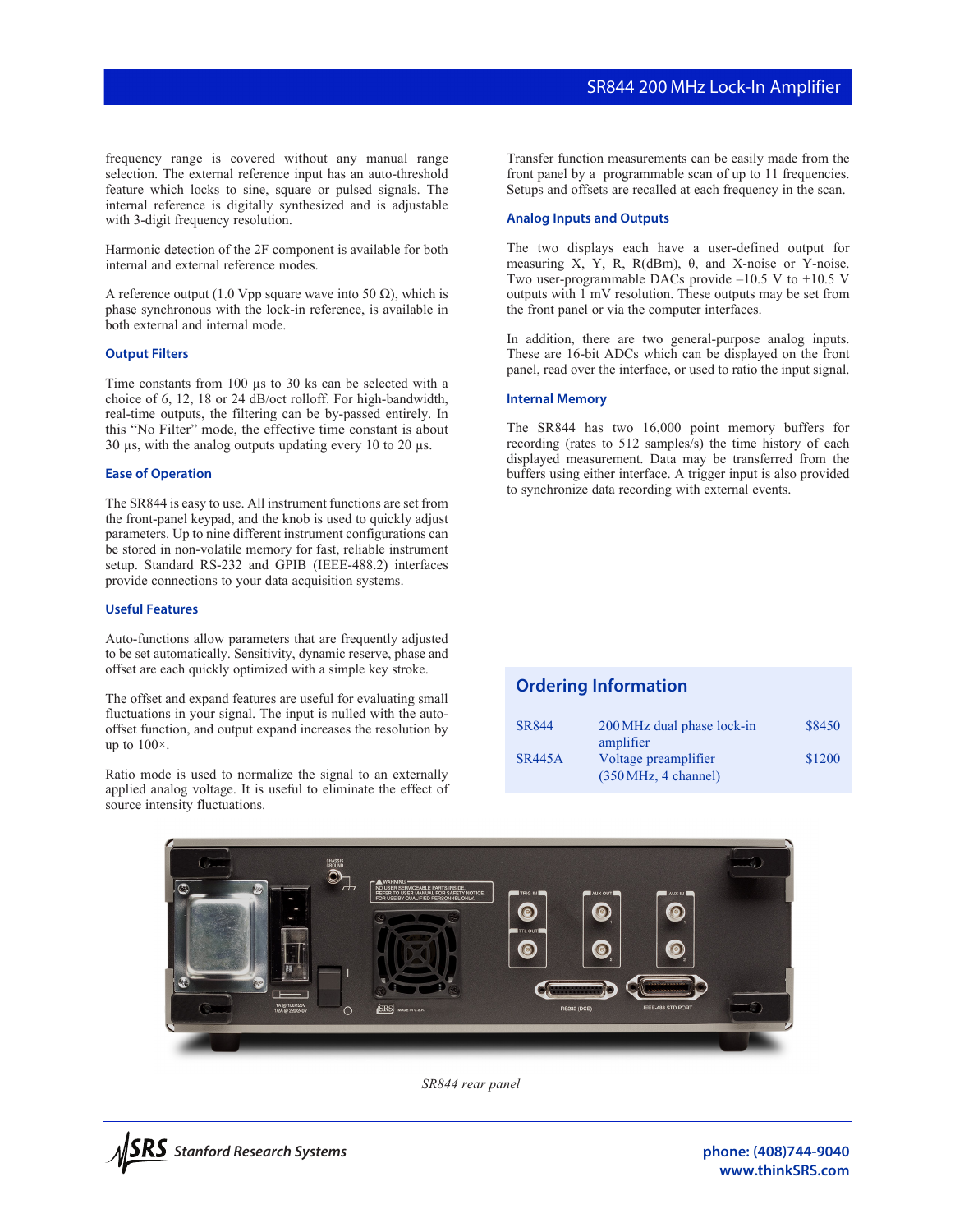frequency range is covered without any manual range selection. The external reference input has an auto-threshold feature which locks to sine, square or pulsed signals. The internal reference is digitally synthesized and is adjustable with 3-digit frequency resolution.

Harmonic detection of the 2F component is available for both internal and external reference modes.

A reference output (1.0 Vpp square wave into 50 Ω), which is phase synchronous with the lock-in reference, is available in both external and internal mode.

### Output Filters

Time constants from 100 µs to 30 ks can be selected with a choice of 6, 12, 18 or 24 dB/oct rolloff. For high-bandwidth, real-time outputs, the filtering can be by-passed entirely. In this "No Filter" mode, the effective time constant is about 30 µs, with the analog outputs updating every 10 to 20 µs.

### Ease of Operation

The SR844 is easy to use. All instrument functions are set from the front-panel keypad, and the knob is used to quickly adjust parameters. Up to nine different instrument configurations can be stored in non-volatile memory for fast, reliable instrument setup. Standard RS-232 and GPIB (IEEE-488.2) interfaces provide connections to your data acquisition systems.

### Useful Features

Auto-functions allow parameters that are frequently adjusted to be set automatically. Sensitivity, dynamic reserve, phase and offset are each quickly optimized with a simple key stroke.

The offset and expand features are useful for evaluating small fluctuations in your signal. The input is nulled with the auto-offset function, and output expand increases the resolution by up to 100×.

Ratio mode is used to normalize the signal to an externally applied analog voltage. It is useful to eliminate the effect of source intensity fluctuations.

Transfer function measurements can be easily made from the front panel by a programmable scan of up to 11 frequencies. Setups and offsets are recalled at each frequency in the scan.

### Analog Inputs and Outputs

The two displays each have a user-defined output for measuring X, Y, R, R(dBm), θ, and X-noise or Y-noise. Two user-programmable DACs provide –10.5 V to +10.5 V outputs with 1 mV resolution. These outputs may be set from the front panel or via the computer interfaces.

In addition, there are two general-purpose analog inputs. These are 16-bit ADCs which can be displayed on the front panel, read over the interface, or used to ratio the input signal.

### Internal Memory

The SR844 has two 16,000 point memory buffers for recording (rates to 512 samples/s) the time history of each displayed measurement. Data may be transferred from the buffers using either interface. A trigger input is also provided to synchronize data recording with external events.

## Ordering Information

| | | |
|---|---|---|
| SR844 | 200 MHz dual phase lock-in amplifier | $8450 |
| SR445A | Voltage preamplifier (350 MHz, 4 channel) | $1200 |

*SR844 rear panel*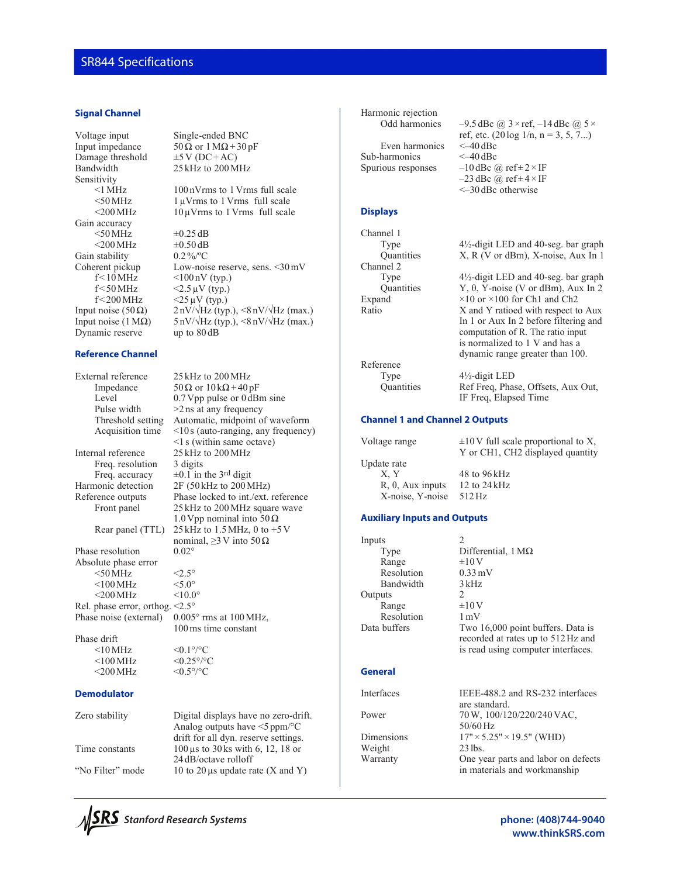# SR844 Specifications

## Signal Channel

| | |
|---|---|
| Voltage input | Single-ended BNC |
| Input impedance | 50 Ω or 1 MΩ + 30 pF |
| Damage threshold | ±5 V (DC + AC) |
| Bandwidth | 25 kHz to 200 MHz |
| Sensitivity | |
| <1 MHz | 100 nVrms to 1 Vrms full scale |
| <50 MHz | 1 µVrms to 1 Vrms full scale |
| <200 MHz | 10 µVrms to 1 Vrms full scale |
| Gain accuracy | |
| <50 MHz | ±0.25 dB |
| <200 MHz | ±0.50 dB |
| Gain stability | 0.2 %/°C |
| Coherent pickup | Low-noise reserve, sens. <30 mV |
| f < 10 MHz | <100 nV (typ.) |
| f < 50 MHz | <2.5 µV (typ.) |
| f < 200 MHz | <25 µV (typ.) |
| Input noise (50 Ω) | 2 nV/√Hz (typ.), <8 nV/√Hz (max.) |
| Input noise (1 MΩ) | 5 nV/√Hz (typ.), <8 nV/√Hz (max.) |
| Dynamic reserve | up to 80 dB |

## Reference Channel

| | |
|---|---|
| External reference | 25 kHz to 200 MHz |
| Impedance | 50 Ω or 10 kΩ + 40 pF |
| Level | 0.7 Vpp pulse or 0 dBm sine |
| Pulse width | >2 ns at any frequency |
| Threshold setting | Automatic, midpoint of waveform |
| Acquisition time | <10 s (auto-ranging, any frequency) <1 s (within same octave) |
| Internal reference | 25 kHz to 200 MHz |
| Freq. resolution | 3 digits |
| Freq. accuracy | ±0.1 in the 3rd digit |
| Harmonic detection | 2F (50 kHz to 200 MHz) |
| Reference outputs | Phase locked to int./ext. reference |
| Front panel | 25 kHz to 200 MHz square wave 1.0 Vpp nominal into 50 Ω |
| Rear panel (TTL) | 25 kHz to 1.5 MHz, 0 to +5 V nominal, ≥3 V into 50 Ω |
| Phase resolution | 0.02° |
| Absolute phase error | |
| <50 MHz | <2.5° |
| <100 MHz | <5.0° |
| <200 MHz | <10.0° |
| Rel. phase error, orthog. | <2.5° |
| Phase noise (external) | 0.005° rms at 100 MHz, 100 ms time constant |
| Phase drift | |
| <10 MHz | <0.1°/°C |
| <100 MHz | <0.25°/°C |
| <200 MHz | <0.5°/°C |

## Demodulator

| | |
|---|---|
| Zero stability | Digital displays have no zero-drift. Analog outputs have <5 ppm/°C drift for all dyn. reserve settings. |
| Time constants | 100 µs to 30 ks with 6, 12, 18 or 24 dB/octave rolloff |
| "No Filter" mode | 10 to 20 µs update rate (X and Y) |

| | |
|---|---|
| Harmonic rejection | |
| Odd harmonics | –9.5 dBc @ 3 × ref, –14 dBc @ 5 × ref, etc. (20 log 1/n, n = 3, 5, 7...) |
| Even harmonics | <–40 dBc |
| Sub-harmonics | <–40 dBc |
| Spurious responses | –10 dBc @ ref ± 2 × IF<br>–23 dBc @ ref ± 4 × IF<br><–30 dBc otherwise |

## Displays

| | |
|---|---|
| Channel 1 | |
| Type | 4½-digit LED and 40-seg. bar graph |
| Quantities | X, R (V or dBm), X-noise, Aux In 1 |
| Channel 2 | |
| Type | 4½-digit LED and 40-seg. bar graph |
| Quantities | Y, θ, Y-noise (V or dBm), Aux In 2 |
| Expand | ×10 or ×100 for Ch1 and Ch2 |
| Ratio | X and Y ratioed with respect to Aux In 1 or Aux In 2 before filtering and computation of R. The ratio input is normalized to 1 V and has a dynamic range greater than 100. |
| Reference | |
| Type | 4½-digit LED |
| Quantities | Ref Freq, Phase, Offsets, Aux Out, IF Freq, Elapsed Time |

## Channel 1 and Channel 2 Outputs

| | |
|---|---|
| Voltage range | ±10 V full scale proportional to X, Y or CH1, CH2 displayed quantity |
| Update rate | |
| X, Y | 48 to 96 kHz |
| R, θ, Aux inputs | 12 to 24 kHz |
| X-noise, Y-noise | 512 Hz |

## Auxiliary Inputs and Outputs

| | |
|---|---|
| Inputs | 2 |
| Type | Differential, 1 MΩ |
| Range | ±10 V |
| Resolution | 0.33 mV |
| Bandwidth | 3 kHz |
| Outputs | 2 |
| Range | ±10 V |
| Resolution | 1 mV |
| Data buffers | Two 16,000 point buffers. Data is recorded at rates up to 512 Hz and is read using computer interfaces. |

## General

| | |
|---|---|
| Interfaces | IEEE-488.2 and RS-232 interfaces are standard. |
| Power | 70 W, 100/120/220/240 VAC, 50/60 Hz |
| Dimensions | 17" × 5.25" × 19.5" (WHD) |
| Weight | 23 lbs. |
| Warranty | One year parts and labor on defects in materials and workmanship |

SRS Stanford Research Systems

phone: (408)744-9040
www.thinkSRS.com